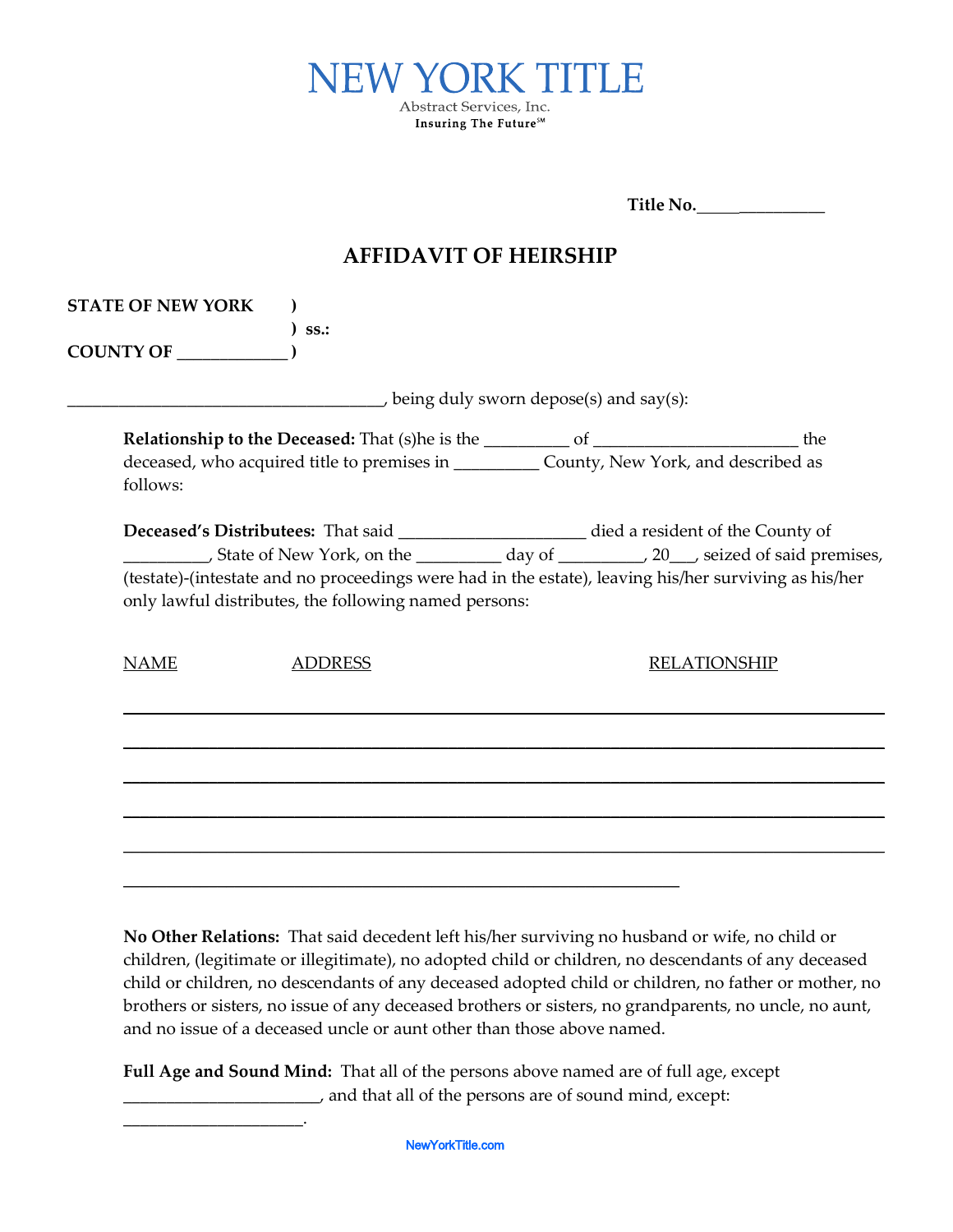NEW YORK TITLE

Abstract Services, Inc.

Insuring The Future℠

**Title No.\_\_\_\_\_\_\_\_\_\_\_\_\_\_\_\_**

## AFFIDAVIT OF HEIRSHIP

**STATE OF NEW YORK** )
) **ss.:**
**COUNTY OF \_\_\_\_\_\_\_\_\_\_\_\_\_** )

\_\_\_\_\_\_\_\_\_\_\_\_\_\_\_\_\_\_\_\_\_\_\_\_\_\_\_\_\_\_\_\_\_\_\_\_, being duly sworn depose(s) and say(s):

**Relationship to the Deceased:** That (s)he is the \_\_\_\_\_\_\_\_\_\_ of \_\_\_\_\_\_\_\_\_\_\_\_\_\_\_\_\_\_\_\_\_\_\_ the deceased, who acquired title to premises in \_\_\_\_\_\_\_\_\_\_ County, New York, and described as follows:

**Deceased's Distributees:** That said \_\_\_\_\_\_\_\_\_\_\_\_\_\_\_\_\_\_\_\_\_\_ died a resident of the County of \_\_\_\_\_\_\_\_\_\_, State of New York, on the \_\_\_\_\_\_\_\_\_\_ day of \_\_\_\_\_\_\_\_\_\_, 20\_\_\_, seized of said premises, (testate)-(intestate and no proceedings were had in the estate), leaving his/her surviving as his/her only lawful distributes, the following named persons:

| NAME | ADDRESS | RELATIONSHIP |
| --- | --- | --- |
| | | |
| | | |
| | | |
| | | |
| | | |
| | | |

**No Other Relations:** That said decedent left his/her surviving no husband or wife, no child or children, (legitimate or illegitimate), no adopted child or children, no descendants of any deceased child or children, no descendants of any deceased adopted child or children, no father or mother, no brothers or sisters, no issue of any deceased brothers or sisters, no grandparents, no uncle, no aunt, and no issue of a deceased uncle or aunt other than those above named.

**Full Age and Sound Mind:** That all of the persons above named are of full age, except \_\_\_\_\_\_\_\_\_\_\_\_\_\_\_\_\_\_\_\_\_\_, and that all of the persons are of sound mind, except: \_\_\_\_\_\_\_\_\_\_\_\_\_\_\_\_\_\_\_\_\_.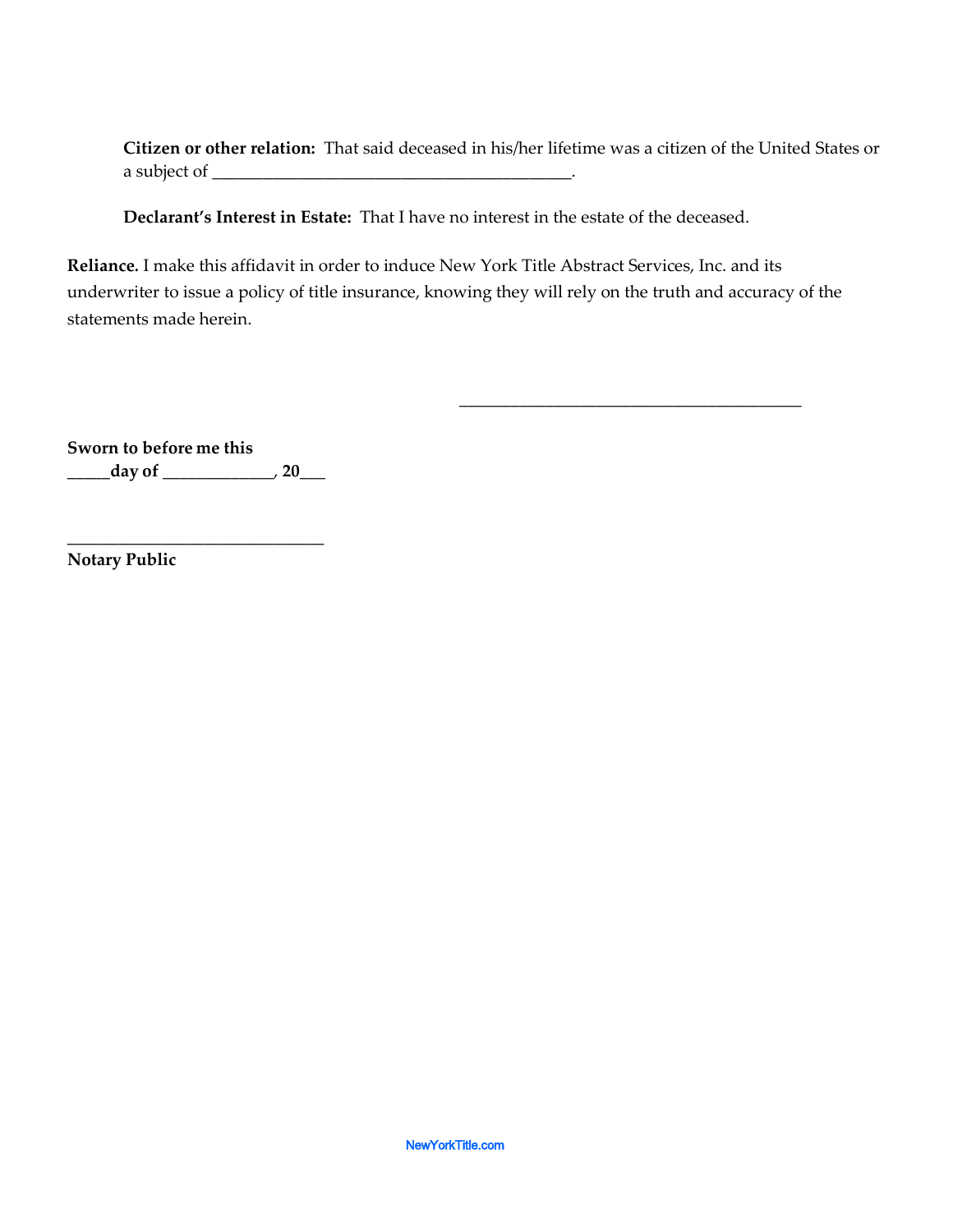**Citizen or other relation:** That said deceased in his/her lifetime was a citizen of the United States or a subject of \_\_\_\_\_\_\_\_\_\_\_\_\_\_\_\_\_\_\_\_\_\_\_\_\_\_\_\_\_\_\_\_\_\_\_\_\_\_\_\_\_\_\_\_.

**Declarant's Interest in Estate:** That I have no interest in the estate of the deceased.

**Reliance.** I make this affidavit in order to induce New York Title Abstract Services, Inc. and its underwriter to issue a policy of title insurance, knowing they will rely on the truth and accuracy of the statements made herein.

\_\_\_\_\_\_\_\_\_\_\_\_\_\_\_\_\_\_\_\_\_\_\_\_\_\_\_\_\_\_\_\_\_\_\_\_\_\_\_\_\_\_

**Sworn to before me this**
**\_\_\_\_\_day of \_\_\_\_\_\_\_\_\_\_\_\_\_, 20\_\_\_**

\_\_\_\_\_\_\_\_\_\_\_\_\_\_\_\_\_\_\_\_\_\_\_\_\_\_\_\_\_\_\_
**Notary Public**

NewYorkTitle.com